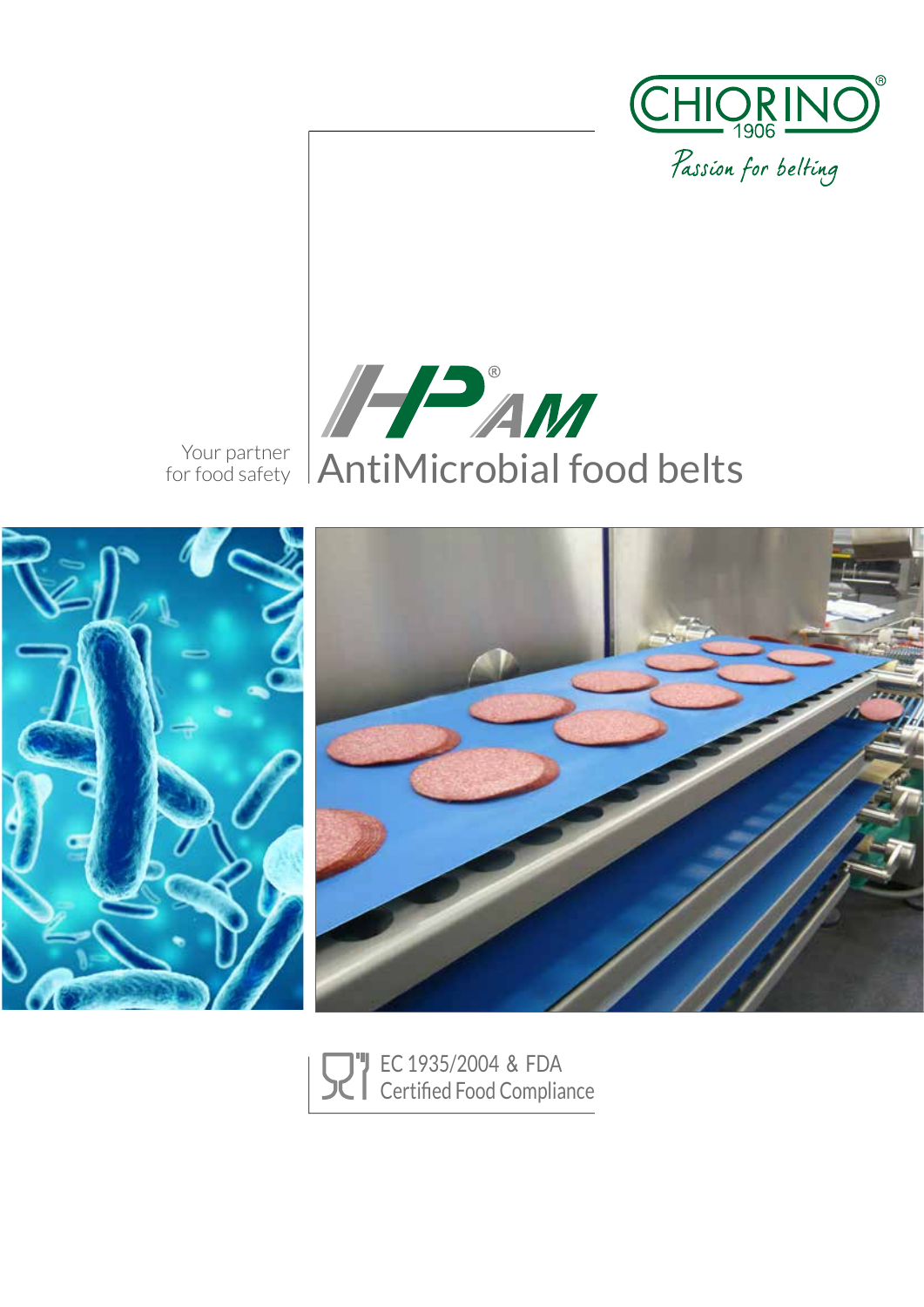CHIORINO 1906

*Passion for belting*

# HP AM

# AntiMicrobial food belts

Your partner for food safety

EC 1935/2004 & FDA
Certified Food Compliance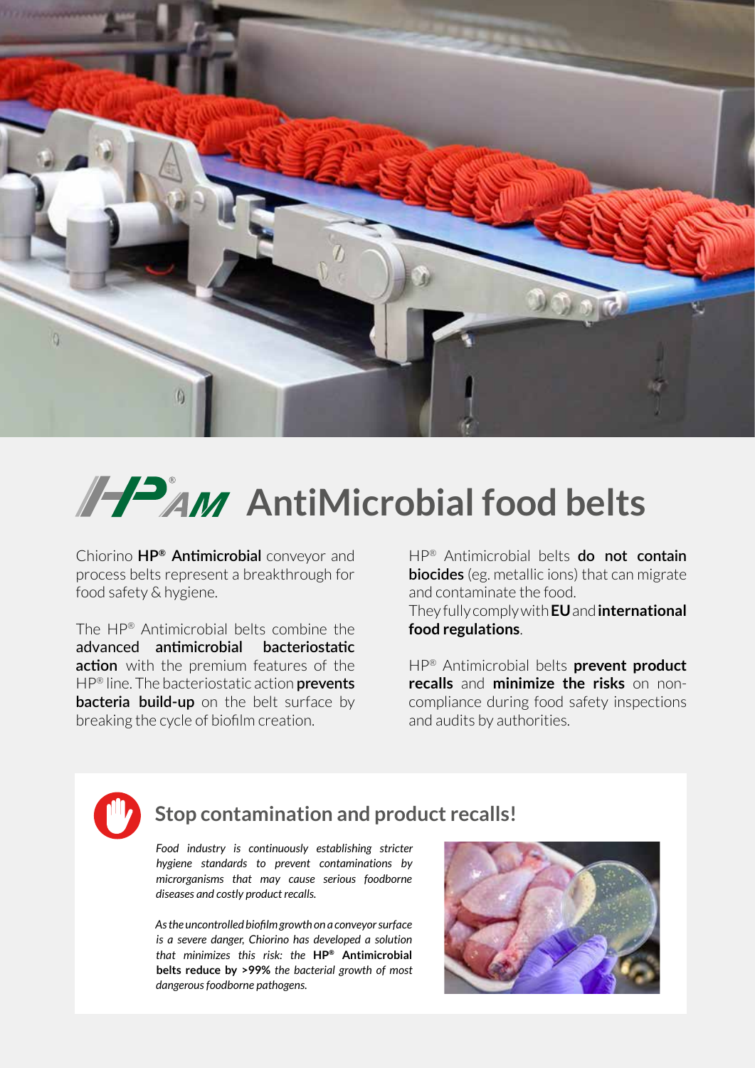# HP® AM AntiMicrobial food belts

Chiorino **HP® Antimicrobial** conveyor and process belts represent a breakthrough for food safety & hygiene.

The HP® Antimicrobial belts combine the advanced **antimicrobial bacteriostatic action** with the premium features of the HP® line. The bacteriostatic action **prevents bacteria build-up** on the belt surface by breaking the cycle of biofilm creation.

HP® Antimicrobial belts **do not contain biocides** (eg. metallic ions) that can migrate and contaminate the food.
They fully comply with **EU** and **international food regulations**.

HP® Antimicrobial belts **prevent product recalls** and **minimize the risks** on non-compliance during food safety inspections and audits by authorities.

## Stop contamination and product recalls!

*Food industry is continuously establishing stricter hygiene standards to prevent contaminations by microrganisms that may cause serious foodborne diseases and costly product recalls.*

*As the uncontrolled biofilm growth on a conveyor surface is a severe danger, Chiorino has developed a solution that minimizes this risk: the* **HP® Antimicrobial belts reduce by >99%** *the bacterial growth of most dangerous foodborne pathogens.*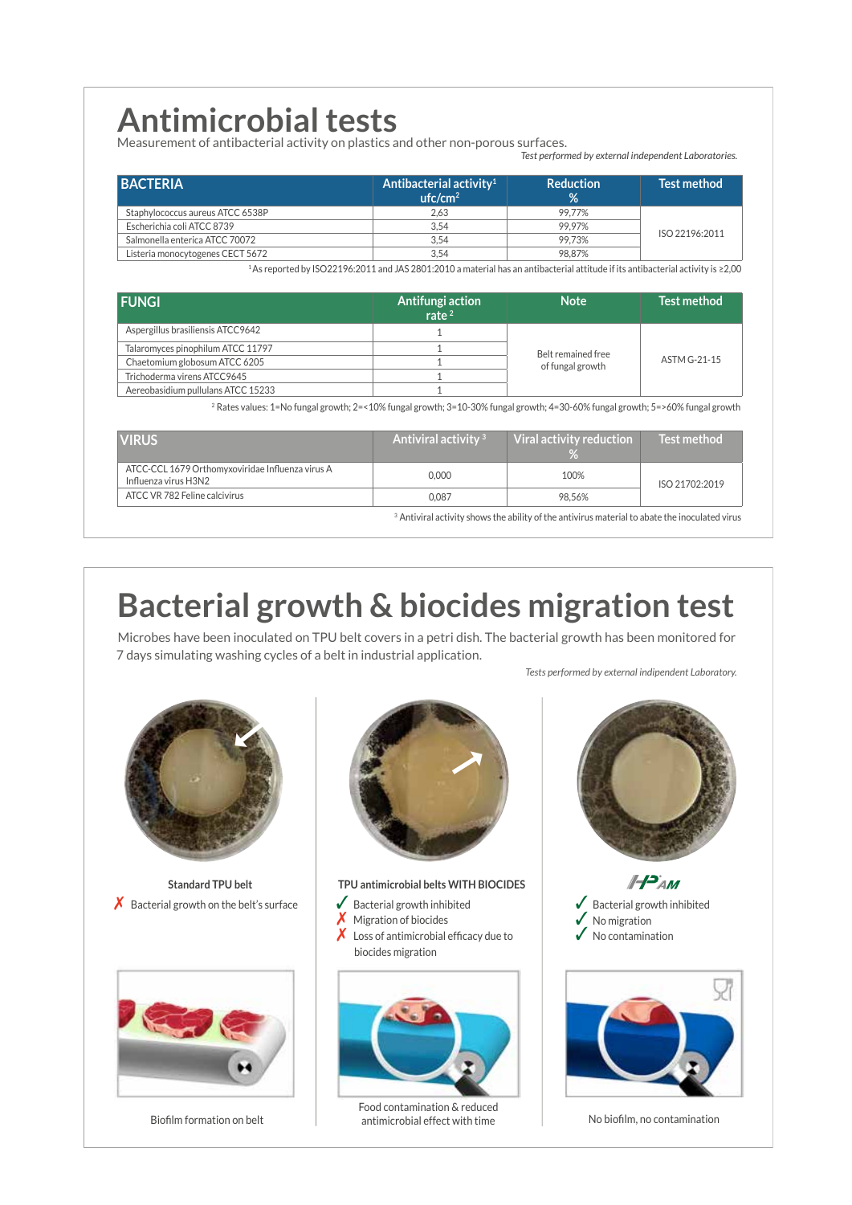# Antimicrobial tests

Measurement of antibacterial activity on plastics and other non-porous surfaces.

*Test performed by external independent Laboratories.*

| BACTERIA | Antibacterial activity[1] ufc/cm² | Reduction % | Test method |
|---|---|---|---|
| Staphylococcus aureus ATCC 6538P | 2,63 | 99,77% | ISO 22196:2011 |
| Escherichia coli ATCC 8739 | 3,54 | 99,97% | |
| Salmonella enterica ATCC 70072 | 3,54 | 99,73% | |
| Listeria monocytogenes CECT 5672 | 3,54 | 98,87% | |

[1] As reported by ISO22196:2011 and JAS 2801:2010 a material has an antibacterial attitude if its antibacterial activity is ≥2,00

| FUNGI | Antifungi action rate [2] | Note | Test method |
|---|---|---|---|
| Aspergillus brasiliensis ATCC9642 | 1 | Belt remained free of fungal growth | ASTM G-21-15 |
| Talaromyces pinophilum ATCC 11797 | 1 | | |
| Chaetomium globosum ATCC 6205 | 1 | | |
| Trichoderma virens ATCC9645 | 1 | | |
| Aereobasidium pullulans ATCC 15233 | 1 | | |

[2] Rates values: 1=No fungal growth; 2=<10% fungal growth; 3=10-30% fungal growth; 4=30-60% fungal growth; 5=>60% fungal growth

| VIRUS | Antiviral activity [3] | Viral activity reduction % | Test method |
|---|---|---|---|
| ATCC-CCL 1679 Orthomyxoviridae Influenza virus A Influenza virus H3N2 | 0,000 | 100% | ISO 21702:2019 |
| ATCC VR 782 Feline calcivirus | 0,087 | 98,56% | |

[3] Antiviral activity shows the ability of the antivirus material to abate the inoculated virus

# Bacterial growth & biocides migration test

Microbes have been inoculated on TPU belt covers in a petri dish. The bacterial growth has been monitored for 7 days simulating washing cycles of a belt in industrial application.

*Tests performed by external indipendent Laboratory.*

**Standard TPU belt**

- ✗ Bacterial growth on the belt's surface

Biofilm formation on belt

**TPU antimicrobial belts WITH BIOCIDES**

- ✓ Bacterial growth inhibited
- ✗ Migration of biocides
- ✗ Loss of antimicrobial efficacy due to biocides migration

Food contamination & reduced antimicrobial effect with time

**HPAM**

- ✓ Bacterial growth inhibited
- ✓ No migration
- ✓ No contamination

No biofilm, no contamination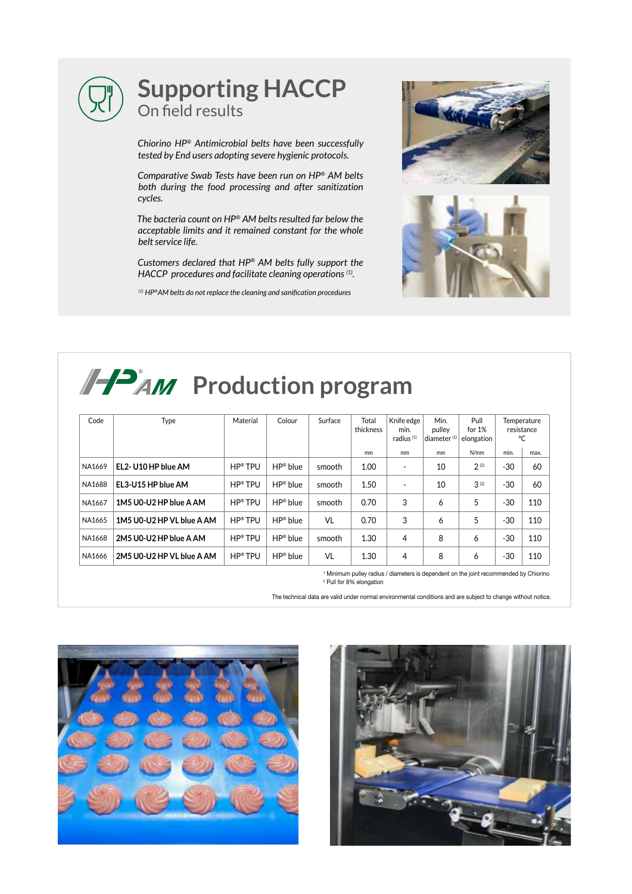# Supporting HACCP

## On field results

*Chiorino HP® Antimicrobial belts have been successfully tested by End users adopting severe hygienic protocols.*

*Comparative Swab Tests have been run on HP® AM belts both during the food processing and after sanitization cycles.*

*The bacteria count on HP® AM belts resulted far below the acceptable limits and it remained constant for the whole belt service life.*

*Customers declared that HP® AM belts fully support the HACCP procedures and facilitate cleaning operations [1].*

*[1] HP®AM belts do not replace the cleaning and sanification procedures*

# HP® AM Production program

| Code | Type | Material | Colour | Surface | Total thickness | Knife edge min. radius [1] | Min. pulley diameter [1] | Pull for 1% elongation | Temperature resistance °C | |
|---|---|---|---|---|---|---|---|---|---|---|
| | | | | | mm | mm | mm | N/mm | min. | max. |
| NA1669 | **EL2- U10 HP blue AM** | HP® TPU | HP® blue | smooth | 1.00 | - | 10 | 2 [2] | -30 | 60 |
| NA1688 | **EL3-U15 HP blue AM** | HP® TPU | HP® blue | smooth | 1.50 | - | 10 | 3 [2] | -30 | 60 |
| NA1667 | **1M5 U0-U2 HP blue A AM** | HP® TPU | HP® blue | smooth | 0.70 | 3 | 6 | 5 | -30 | 110 |
| NA1665 | **1M5 U0-U2 HP VL blue A AM** | HP® TPU | HP® blue | VL | 0.70 | 3 | 6 | 5 | -30 | 110 |
| NA1668 | **2M5 U0-U2 HP blue A AM** | HP® TPU | HP® blue | smooth | 1.30 | 4 | 8 | 6 | -30 | 110 |
| NA1666 | **2M5 U0-U2 HP VL blue A AM** | HP® TPU | HP® blue | VL | 1.30 | 4 | 8 | 6 | -30 | 110 |

[1] Minimum pulley radius / diameters is dependent on the joint recommended by Chiorino
[2] Pull for 8% elongation

The technical data are valid under normal environmental conditions and are subject to change without notice.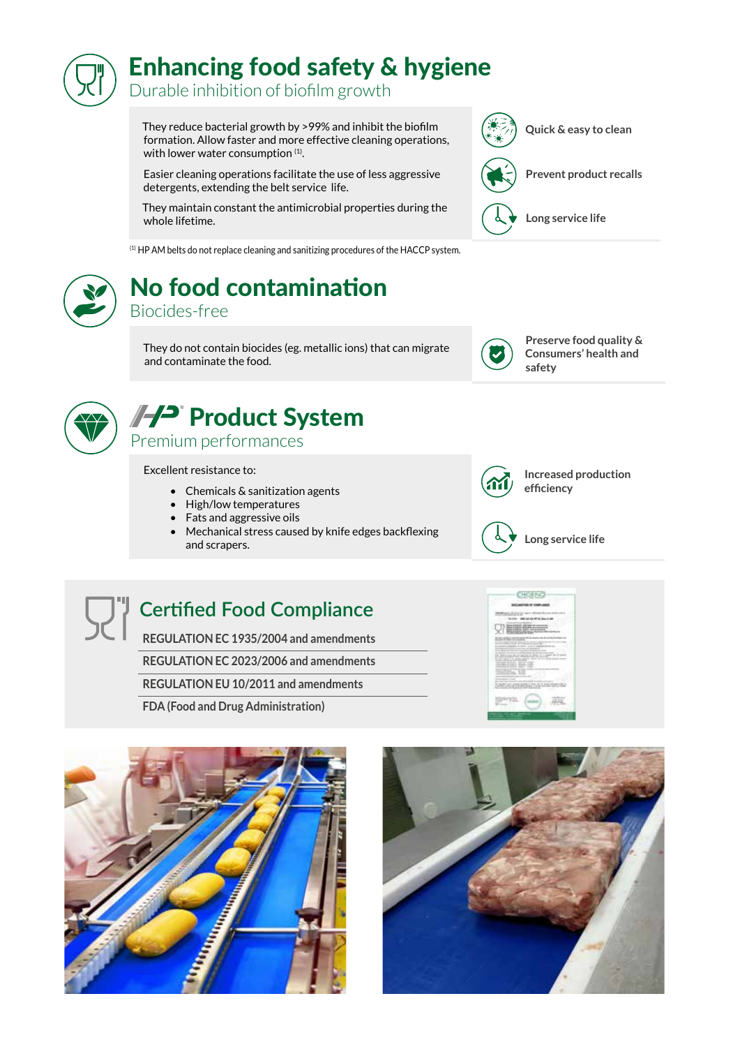# Enhancing food safety & hygiene

## Durable inhibition of biofilm growth

They reduce bacterial growth by >99% and inhibit the biofilm formation. Allow faster and more effective cleaning operations, with lower water consumption [1].

Easier cleaning operations facilitate the use of less aggressive detergents, extending the belt service life.

They maintain constant the antimicrobial properties during the whole lifetime.

**Quick & easy to clean**

**Prevent product recalls**

**Long service life**

[1] HP AM belts do not replace cleaning and sanitizing procedures of the HACCP system.

# No food contamination

## Biocides-free

They do not contain biocides (eg. metallic ions) that can migrate and contaminate the food.

**Preserve food quality & Consumers' health and safety**

# HP® Product System

## Premium performances

Excellent resistance to:

- Chemicals & sanitization agents
- High/low temperatures
- Fats and aggressive oils
- Mechanical stress caused by knife edges backflexing and scrapers.

**Increased production efficiency**

**Long service life**

# Certified Food Compliance

**REGULATION EC 1935/2004 and amendments**

**REGULATION EC 2023/2006 and amendments**

**REGULATION EU 10/2011 and amendments**

**FDA (Food and Drug Administration)**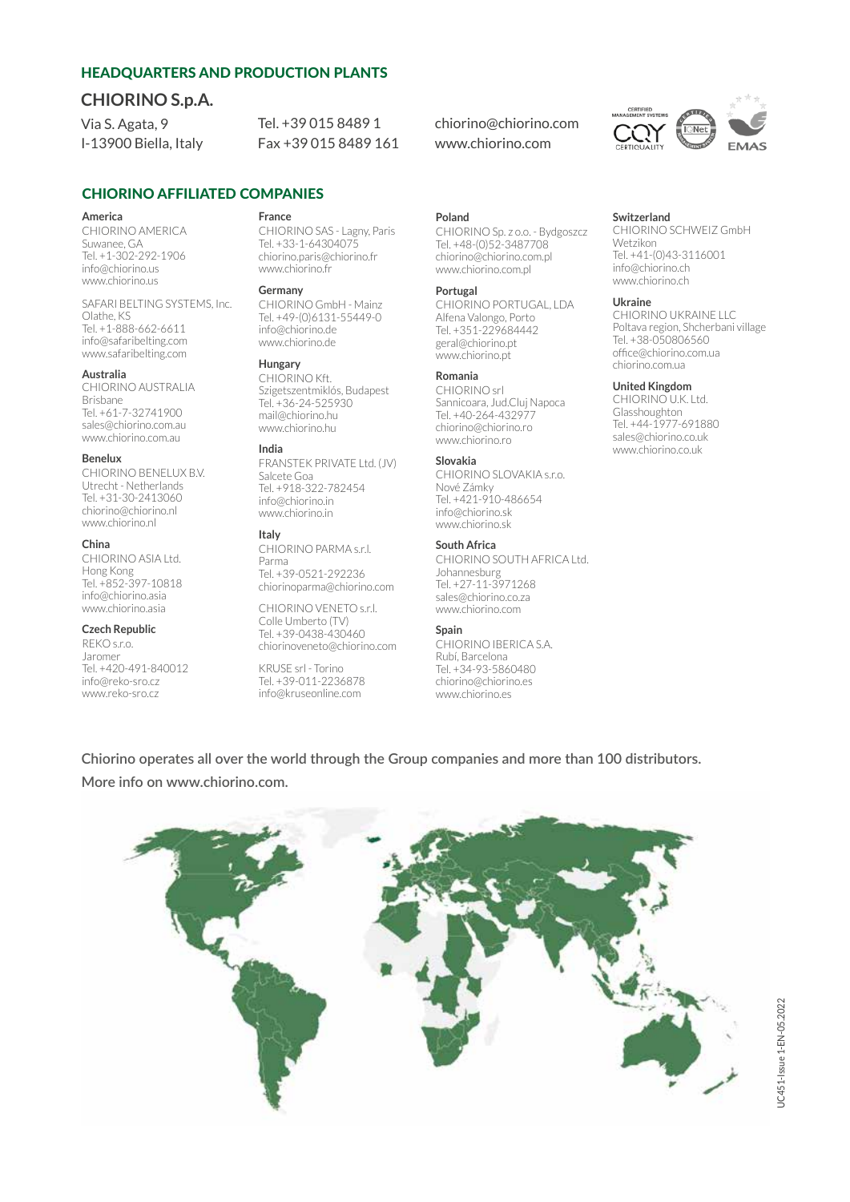## HEADQUARTERS AND PRODUCTION PLANTS

### CHIORINO S.p.A.

Via S. Agata, 9
I-13900 Biella, Italy

Tel. +39 015 8489 1
Fax +39 015 8489 161

chiorino@chiorino.com
www.chiorino.com

CERTIFIED MANAGEMENT SYSTEMS CERTIQUALITY
IQNet
EMAS

## CHIORINO AFFILIATED COMPANIES

**America**
CHIORINO AMERICA
Suwanee, GA
Tel. +1-302-292-1906
info@chiorino.us
www.chiorino.us

SAFARI BELTING SYSTEMS, Inc.
Olathe, KS
Tel. +1-888-662-6611
info@safaribelting.com
www.safaribelting.com

**Australia**
CHIORINO AUSTRALIA
Brisbane
Tel. +61-7-32741900
sales@chiorino.com.au
www.chiorino.com.au

**Benelux**
CHIORINO BENELUX B.V.
Utrecht - Netherlands
Tel. +31-30-2413060
chiorino@chiorino.nl
www.chiorino.nl

**China**
CHIORINO ASIA Ltd.
Hong Kong
Tel. +852-397-10818
info@chiorino.asia
www.chiorino.asia

**Czech Republic**
REKO s.r.o.
Jaromer
Tel. +420-491-840012
info@reko-sro.cz
www.reko-sro.cz

**France**
CHIORINO SAS - Lagny, Paris
Tel. +33-1-64304075
chiorino.paris@chiorino.fr
www.chiorino.fr

**Germany**
CHIORINO GmbH - Mainz
Tel. +49-(0)6131-55449-0
info@chiorino.de
www.chiorino.de

**Hungary**
CHIORINO Kft.
Szigetszentmiklós, Budapest
Tel. +36-24-525930
mail@chiorino.hu
www.chiorino.hu

**India**
FRANSTEK PRIVATE Ltd. (JV)
Salcete Goa
Tel. +918-322-782454
info@chiorino.in
www.chiorino.in

**Italy**
CHIORINO PARMA s.r.l.
Parma
Tel. +39-0521-292236
chiorinoparma@chiorino.com

CHIORINO VENETO s.r.l.
Colle Umberto (TV)
Tel. +39-0438-430460
chiorinoveneto@chiorino.com

KRUSE srl - Torino
Tel. +39-011-2236878
info@kruseonline.com

**Poland**
CHIORINO Sp. z o.o. - Bydgoszcz
Tel. +48-(0)52-3487708
chiorino@chiorino.com.pl
www.chiorino.com.pl

**Portugal**
CHIORINO PORTUGAL, LDA
Alfena Valongo, Porto
Tel. +351-229684442
geral@chiorino.pt
www.chiorino.pt

**Romania**
CHIORINO srl
Sannicoara, Jud.Cluj Napoca
Tel. +40-264-432977
chiorino@chiorino.ro
www.chiorino.ro

**Slovakia**
CHIORINO SLOVAKIA s.r.o.
Nové Zámky
Tel. +421-910-486654
info@chiorino.sk
www.chiorino.sk

**South Africa**
CHIORINO SOUTH AFRICA Ltd.
Johannesburg
Tel. +27-11-3971268
sales@chiorino.co.za
www.chiorino.com

**Spain**
CHIORINO IBERICA S.A.
Rubí, Barcelona
Tel. +34-93-5860480
chiorino@chiorino.es
www.chiorino.es

**Switzerland**
CHIORINO SCHWEIZ GmbH
Wetzikon
Tel. +41-(0)43-3116001
info@chiorino.ch
www.chiorino.ch

**Ukraine**
CHIORINO UKRAINE LLC
Poltava region, Shcherbani village
Tel. +38-050806560
office@chiorino.com.ua
chiorino.com.ua

**United Kingdom**
CHIORINO U.K. Ltd.
Glasshoughton
Tel. +44-1977-691880
sales@chiorino.co.uk
www.chiorino.co.uk

**Chiorino operates all over the world through the Group companies and more than 100 distributors.**
**More info on www.chiorino.com.**

UC451-Issue 1-EN-05.2022